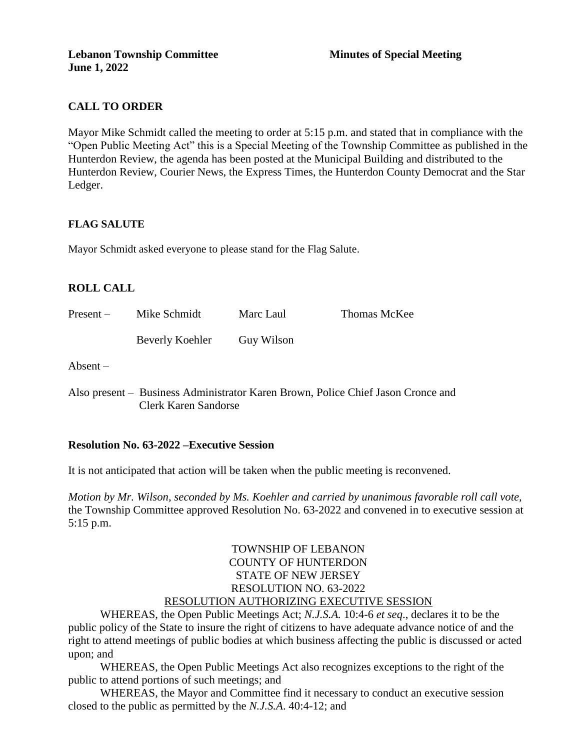**Lebanon Township Committee** **Minutes of Special Meeting**
**June 1, 2022**

## CALL TO ORDER

Mayor Mike Schmidt called the meeting to order at 5:15 p.m. and stated that in compliance with the "Open Public Meeting Act" this is a Special Meeting of the Township Committee as published in the Hunterdon Review, the agenda has been posted at the Municipal Building and distributed to the Hunterdon Review, Courier News, the Express Times, the Hunterdon County Democrat and the Star Ledger.

## FLAG SALUTE

Mayor Schmidt asked everyone to please stand for the Flag Salute.

## ROLL CALL

| | | | |
|---|---|---|---|
| Present – | Mike Schmidt | Marc Laul | Thomas McKee |
| | Beverly Koehler | Guy Wilson | |

Absent –

Also present – Business Administrator Karen Brown, Police Chief Jason Cronce and Clerk Karen Sandorse

### Resolution No. 63-2022 –Executive Session

It is not anticipated that action will be taken when the public meeting is reconvened.

*Motion by Mr. Wilson, seconded by Ms. Koehler and carried by unanimous favorable roll call vote,* the Township Committee approved Resolution No. 63-2022 and convened in to executive session at 5:15 p.m.

TOWNSHIP OF LEBANON
COUNTY OF HUNTERDON
STATE OF NEW JERSEY
RESOLUTION NO. 63-2022
RESOLUTION AUTHORIZING EXECUTIVE SESSION

WHEREAS, the Open Public Meetings Act; *N.J.S.A.* 10:4-6 *et seq*., declares it to be the public policy of the State to insure the right of citizens to have adequate advance notice of and the right to attend meetings of public bodies at which business affecting the public is discussed or acted upon; and

WHEREAS, the Open Public Meetings Act also recognizes exceptions to the right of the public to attend portions of such meetings; and

WHEREAS, the Mayor and Committee find it necessary to conduct an executive session closed to the public as permitted by the *N.J.S.A*. 40:4-12; and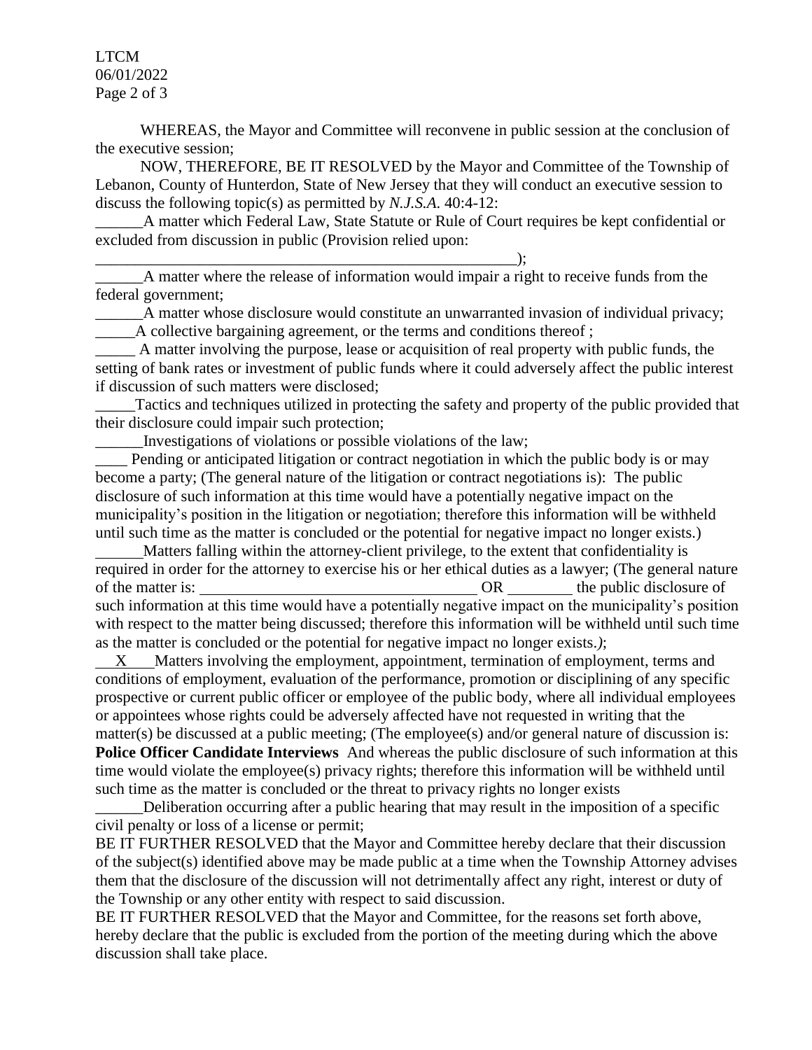WHEREAS, the Mayor and Committee will reconvene in public session at the conclusion of the executive session;

NOW, THEREFORE, BE IT RESOLVED by the Mayor and Committee of the Township of Lebanon, County of Hunterdon, State of New Jersey that they will conduct an executive session to discuss the following topic(s) as permitted by *N.J.S.A.* 40:4-12:

______A matter which Federal Law, State Statute or Rule of Court requires be kept confidential or excluded from discussion in public (Provision relied upon: _______________________________________________________);

______A matter where the release of information would impair a right to receive funds from the federal government;

______A matter whose disclosure would constitute an unwarranted invasion of individual privacy;

_____A collective bargaining agreement, or the terms and conditions thereof ;

_____ A matter involving the purpose, lease or acquisition of real property with public funds, the setting of bank rates or investment of public funds where it could adversely affect the public interest if discussion of such matters were disclosed;

_____Tactics and techniques utilized in protecting the safety and property of the public provided that their disclosure could impair such protection;

______Investigations of violations or possible violations of the law;

____ Pending or anticipated litigation or contract negotiation in which the public body is or may become a party; (The general nature of the litigation or contract negotiations is): The public disclosure of such information at this time would have a potentially negative impact on the municipality's position in the litigation or negotiation; therefore this information will be withheld until such time as the matter is concluded or the potential for negative impact no longer exists.)

______Matters falling within the attorney-client privilege, to the extent that confidentiality is required in order for the attorney to exercise his or her ethical duties as a lawyer; (The general nature of the matter is: ___________________________________ OR ________ the public disclosure of such information at this time would have a potentially negative impact on the municipality's position with respect to the matter being discussed; therefore this information will be withheld until such time as the matter is concluded or the potential for negative impact no longer exists.*)*;

__X___Matters involving the employment, appointment, termination of employment, terms and conditions of employment, evaluation of the performance, promotion or disciplining of any specific prospective or current public officer or employee of the public body, where all individual employees or appointees whose rights could be adversely affected have not requested in writing that the matter(s) be discussed at a public meeting; (The employee(s) and/or general nature of discussion is: **Police Officer Candidate Interviews** And whereas the public disclosure of such information at this time would violate the employee(s) privacy rights; therefore this information will be withheld until such time as the matter is concluded or the threat to privacy rights no longer exists

______Deliberation occurring after a public hearing that may result in the imposition of a specific civil penalty or loss of a license or permit;

BE IT FURTHER RESOLVED that the Mayor and Committee hereby declare that their discussion of the subject(s) identified above may be made public at a time when the Township Attorney advises them that the disclosure of the discussion will not detrimentally affect any right, interest or duty of the Township or any other entity with respect to said discussion.

BE IT FURTHER RESOLVED that the Mayor and Committee, for the reasons set forth above, hereby declare that the public is excluded from the portion of the meeting during which the above discussion shall take place.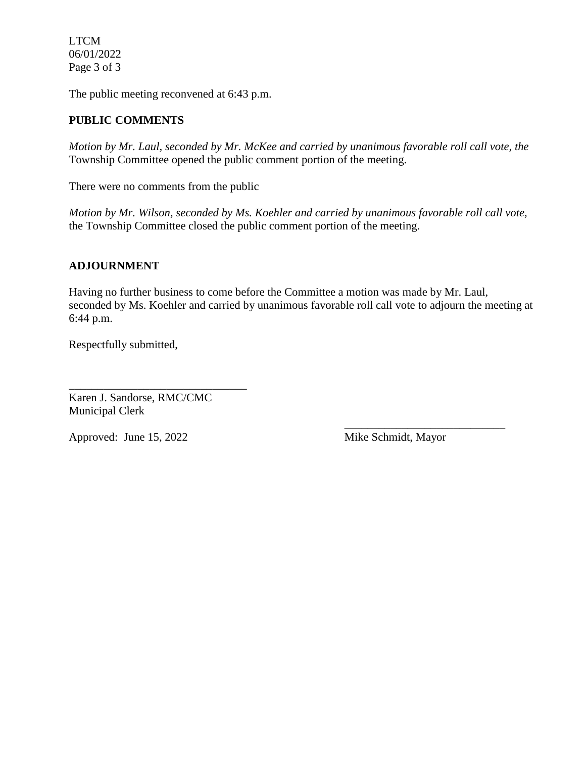The public meeting reconvened at 6:43 p.m.

**PUBLIC COMMENTS**

*Motion by Mr. Laul, seconded by Mr. McKee and carried by unanimous favorable roll call vote, the* Township Committee opened the public comment portion of the meeting.

There were no comments from the public

*Motion by Mr. Wilson, seconded by Ms. Koehler and carried by unanimous favorable roll call vote,* the Township Committee closed the public comment portion of the meeting.

**ADJOURNMENT**

Having no further business to come before the Committee a motion was made by Mr. Laul, seconded by Ms. Koehler and carried by unanimous favorable roll call vote to adjourn the meeting at 6:44 p.m.

Respectfully submitted,

\_\_\_\_\_\_\_\_\_\_\_\_\_\_\_\_\_\_\_\_\_\_\_\_\_\_\_\_\_\_\_\_
Karen J. Sandorse, RMC/CMC
Municipal Clerk

Approved: June 15, 2022

\_\_\_\_\_\_\_\_\_\_\_\_\_\_\_\_\_\_\_\_\_\_\_\_\_\_\_\_\_\_
Mike Schmidt, Mayor